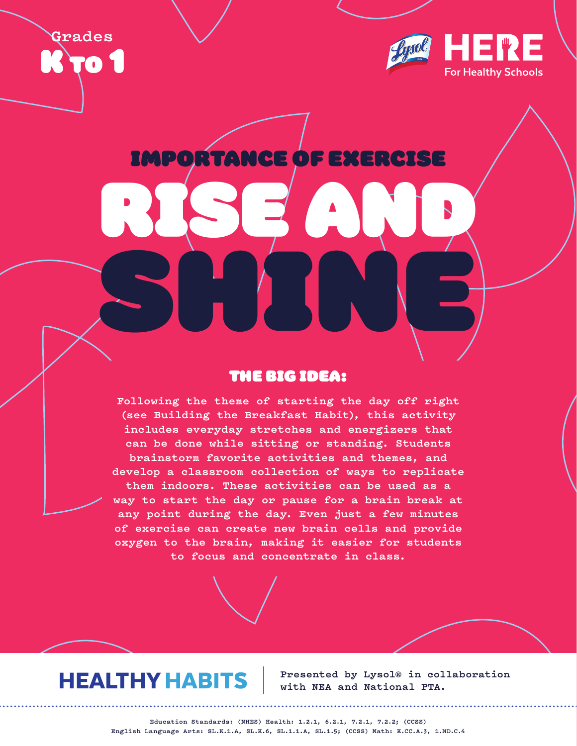Grades
# K to 1

Lysol
**HERE**
For Healthy Schools

## IMPORTANCE OF EXERCISE

# RISE AND SHINE

### THE BIG IDEA:

Following the theme of starting the day off right (see Building the Breakfast Habit), this activity includes everyday stretches and energizers that can be done while sitting or standing. Students brainstorm favorite activities and themes, and develop a classroom collection of ways to replicate them indoors. These activities can be used as a way to start the day or pause for a brain break at any point during the day. Even just a few minutes of exercise can create new brain cells and provide oxygen to the brain, making it easier for students to focus and concentrate in class.

**HEALTHY HABITS** | Presented by Lysol® in collaboration with NEA and National PTA.

Education Standards: (NHES) Health: 1.2.1, 6.2.1, 7.2.1, 7.2.2; (CCSS) English Language Arts: SL.K.1.A, SL.K.6, SL.1.1.A, SL.1.5; (CCSS) Math: K.CC.A.3, 1.MD.C.4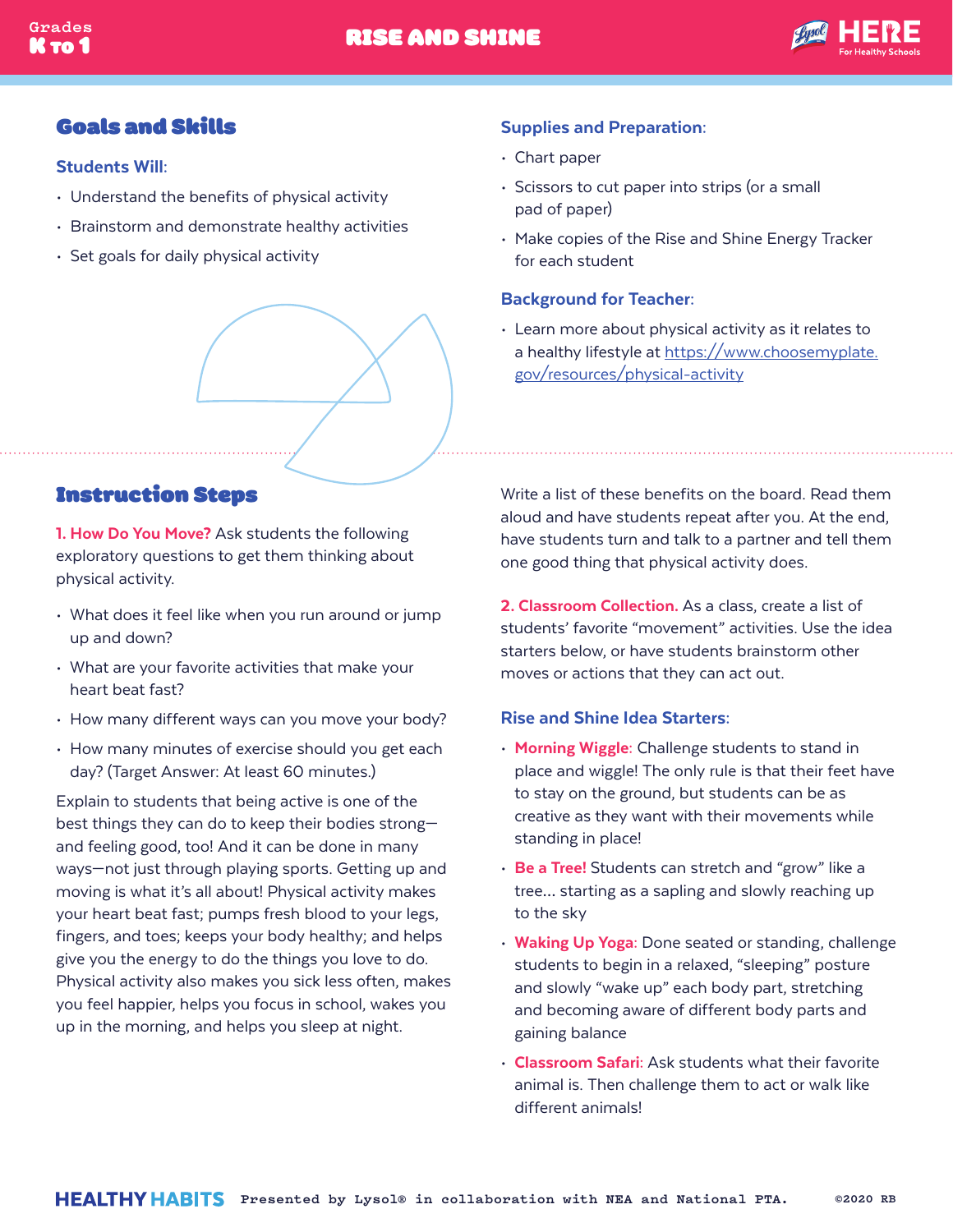## Goals and Skills

### Students Will:

- Understand the benefits of physical activity
- Brainstorm and demonstrate healthy activities
- Set goals for daily physical activity

### Supplies and Preparation:

- Chart paper
- Scissors to cut paper into strips (or a small pad of paper)
- Make copies of the Rise and Shine Energy Tracker for each student

### Background for Teacher:

- Learn more about physical activity as it relates to a healthy lifestyle at https://www.choosemyplate.gov/resources/physical-activity

## Instruction Steps

**1. How Do You Move?** Ask students the following exploratory questions to get them thinking about physical activity.

- What does it feel like when you run around or jump up and down?
- What are your favorite activities that make your heart beat fast?
- How many different ways can you move your body?
- How many minutes of exercise should you get each day? (Target Answer: At least 60 minutes.)

Explain to students that being active is one of the best things they can do to keep their bodies strong—and feeling good, too! And it can be done in many ways—not just through playing sports. Getting up and moving is what it's all about! Physical activity makes your heart beat fast; pumps fresh blood to your legs, fingers, and toes; keeps your body healthy; and helps give you the energy to do the things you love to do. Physical activity also makes you sick less often, makes you feel happier, helps you focus in school, wakes you up in the morning, and helps you sleep at night.

Write a list of these benefits on the board. Read them aloud and have students repeat after you. At the end, have students turn and talk to a partner and tell them one good thing that physical activity does.

**2. Classroom Collection.** As a class, create a list of students' favorite "movement" activities. Use the idea starters below, or have students brainstorm other moves or actions that they can act out.

### Rise and Shine Idea Starters:

- **Morning Wiggle**: Challenge students to stand in place and wiggle! The only rule is that their feet have to stay on the ground, but students can be as creative as they want with their movements while standing in place!
- **Be a Tree!** Students can stretch and "grow" like a tree... starting as a sapling and slowly reaching up to the sky
- **Waking Up Yoga**: Done seated or standing, challenge students to begin in a relaxed, "sleeping" posture and slowly "wake up" each body part, stretching and becoming aware of different body parts and gaining balance
- **Classroom Safari**: Ask students what their favorite animal is. Then challenge them to act or walk like different animals!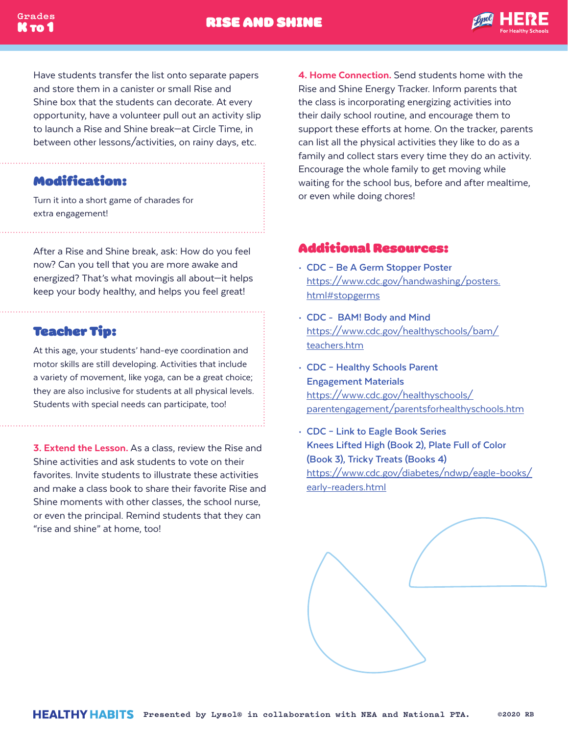Have students transfer the list onto separate papers and store them in a canister or small Rise and Shine box that the students can decorate. At every opportunity, have a volunteer pull out an activity slip to launch a Rise and Shine break—at Circle Time, in between other lessons/activities, on rainy days, etc.

### Modification:

Turn it into a short game of charades for extra engagement!

After a Rise and Shine break, ask: How do you feel now? Can you tell that you are more awake and energized? That's what movingis all about—it helps keep your body healthy, and helps you feel great!

### Teacher Tip:

At this age, your students' hand-eye coordination and motor skills are still developing. Activities that include a variety of movement, like yoga, can be a great choice; they are also inclusive for students at all physical levels. Students with special needs can participate, too!

**3. Extend the Lesson.** As a class, review the Rise and Shine activities and ask students to vote on their favorites. Invite students to illustrate these activities and make a class book to share their favorite Rise and Shine moments with other classes, the school nurse, or even the principal. Remind students that they can "rise and shine" at home, too!

**4. Home Connection.** Send students home with the Rise and Shine Energy Tracker. Inform parents that the class is incorporating energizing activities into their daily school routine, and encourage them to support these efforts at home. On the tracker, parents can list all the physical activities they like to do as a family and collect stars every time they do an activity. Encourage the whole family to get moving while waiting for the school bus, before and after mealtime, or even while doing chores!

## Additional Resources:

- CDC – Be A Germ Stopper Poster
  https://www.cdc.gov/handwashing/posters.html#stopgerms
- CDC – BAM! Body and Mind
  https://www.cdc.gov/healthyschools/bam/teachers.htm
- CDC – Healthy Schools Parent Engagement Materials
  https://www.cdc.gov/healthyschools/parentengagement/parentsforhealthyschools.htm
- CDC – Link to Eagle Book Series Knees Lifted High (Book 2), Plate Full of Color (Book 3), Tricky Treats (Books 4)
  https://www.cdc.gov/diabetes/ndwp/eagle-books/early-readers.html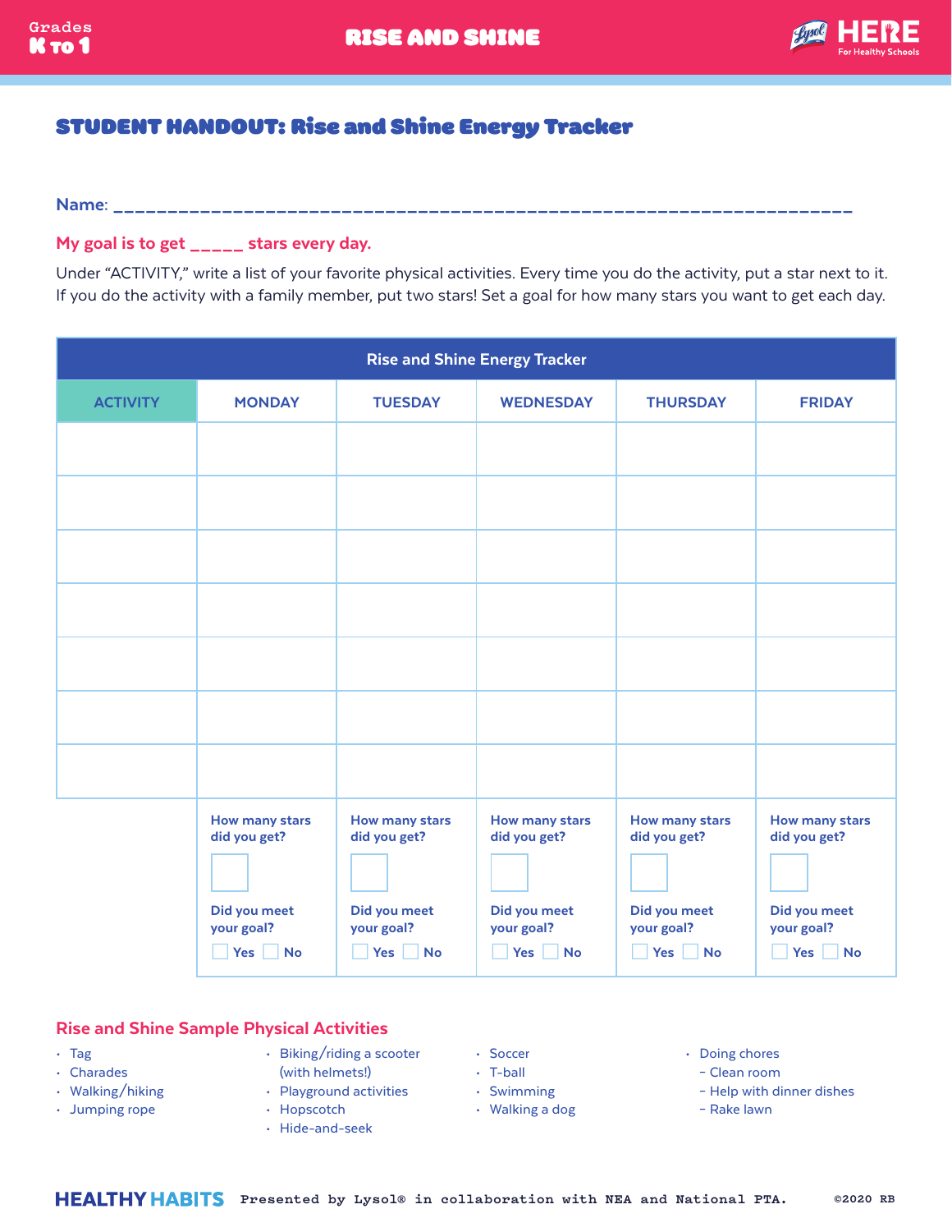## STUDENT HANDOUT: Rise and Shine Energy Tracker

Name: ___________________________________________________________________

**My goal is to get _____ stars every day.**

Under "ACTIVITY," write a list of your favorite physical activities. Every time you do the activity, put a star next to it. If you do the activity with a family member, put two stars! Set a goal for how many stars you want to get each day.

**Rise and Shine Energy Tracker**

| ACTIVITY | MONDAY | TUESDAY | WEDNESDAY | THURSDAY | FRIDAY |
|---|---|---|---|---|---|
| | | | | | |
| | | | | | |
| | | | | | |
| | | | | | |
| | | | | | |
| | | | | | |
| | | | | | |
| | How many stars did you get? ☐ Did you meet your goal? ☐ Yes ☐ No | How many stars did you get? ☐ Did you meet your goal? ☐ Yes ☐ No | How many stars did you get? ☐ Did you meet your goal? ☐ Yes ☐ No | How many stars did you get? ☐ Did you meet your goal? ☐ Yes ☐ No | How many stars did you get? ☐ Did you meet your goal? ☐ Yes ☐ No |

### Rise and Shine Sample Physical Activities

- Tag
- Charades
- Walking/hiking
- Jumping rope
- Biking/riding a scooter (with helmets!)
- Playground activities
- Hopscotch
- Hide-and-seek
- Soccer
- T-ball
- Swimming
- Walking a dog
- Doing chores
  - Clean room
  - Help with dinner dishes
  - Rake lawn

HEALTHY HABITS Presented by Lysol® in collaboration with NEA and National PTA. ©2020 RB